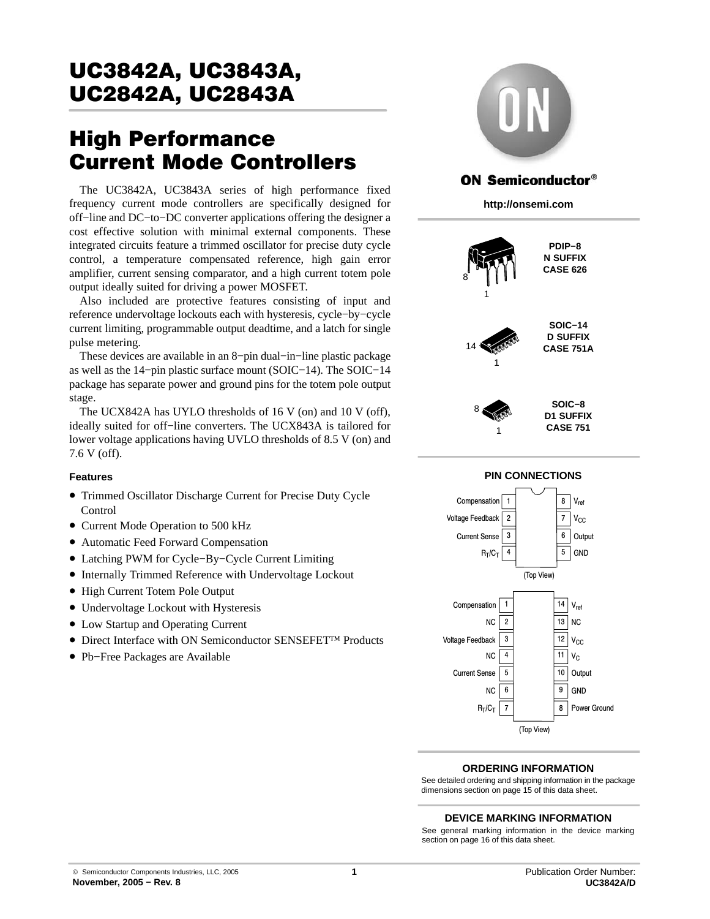# UC3842A, UC3843A, UC2842A, UC2843A

# High Performance Current Mode Controllers

The UC3842A, UC3843A series of high performance fixed frequency current mode controllers are specifically designed for off−line and DC−to−DC converter applications offering the designer a cost effective solution with minimal external components. These integrated circuits feature a trimmed oscillator for precise duty cycle control, a temperature compensated reference, high gain error amplifier, current sensing comparator, and a high current totem pole output ideally suited for driving a power MOSFET.

Also included are protective features consisting of input and reference undervoltage lockouts each with hysteresis, cycle−by−cycle current limiting, programmable output deadtime, and a latch for single pulse metering.

These devices are available in an 8−pin dual−in−line plastic package as well as the 14−pin plastic surface mount (SOIC−14). The SOIC−14 package has separate power and ground pins for the totem pole output stage.

The UCX842A has UYLO thresholds of 16 V (on) and 10 V (off), ideally suited for off−line converters. The UCX843A is tailored for lower voltage applications having UVLO thresholds of 8.5 V (on) and 7.6 V (off).

### Features

- Trimmed Oscillator Discharge Current for Precise Duty Cycle Control
- Current Mode Operation to 500 kHz
- Automatic Feed Forward Compensation
- Latching PWM for Cycle−By−Cycle Current Limiting
- Internally Trimmed Reference with Undervoltage Lockout
- High Current Totem Pole Output
- Undervoltage Lockout with Hysteresis
- Low Startup and Operating Current
- Direct Interface with ON Semiconductor SENSEFET™ Products
- Pb−Free Packages are Available

**ON Semiconductor®**

**http://onsemi.com**

**PDIP−8**
**N SUFFIX**
**CASE 626**

**SOIC−14**
**D SUFFIX**
**CASE 751A**

**SOIC−8**
**D1 SUFFIX**
**CASE 751**

### PIN CONNECTIONS

| Pin | Function | Pin | Function |
|---|---|---|---|
| 1 | Compensation | 8 | $V_{ref}$ |
| 2 | Voltage Feedback | 7 | $V_{CC}$ |
| 3 | Current Sense | 6 | Output |
| 4 | $R_T/C_T$ | 5 | GND |

(Top View)

| Pin | Function | Pin | Function |
|---|---|---|---|
| 1 | Compensation | 14 | $V_{ref}$ |
| 2 | NC | 13 | NC |
| 3 | Voltage Feedback | 12 | $V_{CC}$ |
| 4 | NC | 11 | $V_C$ |
| 5 | Current Sense | 10 | Output |
| 6 | NC | 9 | GND |
| 7 | $R_T/C_T$ | 8 | Power Ground |

(Top View)

### ORDERING INFORMATION

See detailed ordering and shipping information in the package dimensions section on page 15 of this data sheet.

### DEVICE MARKING INFORMATION

See general marking information in the device marking section on page 16 of this data sheet.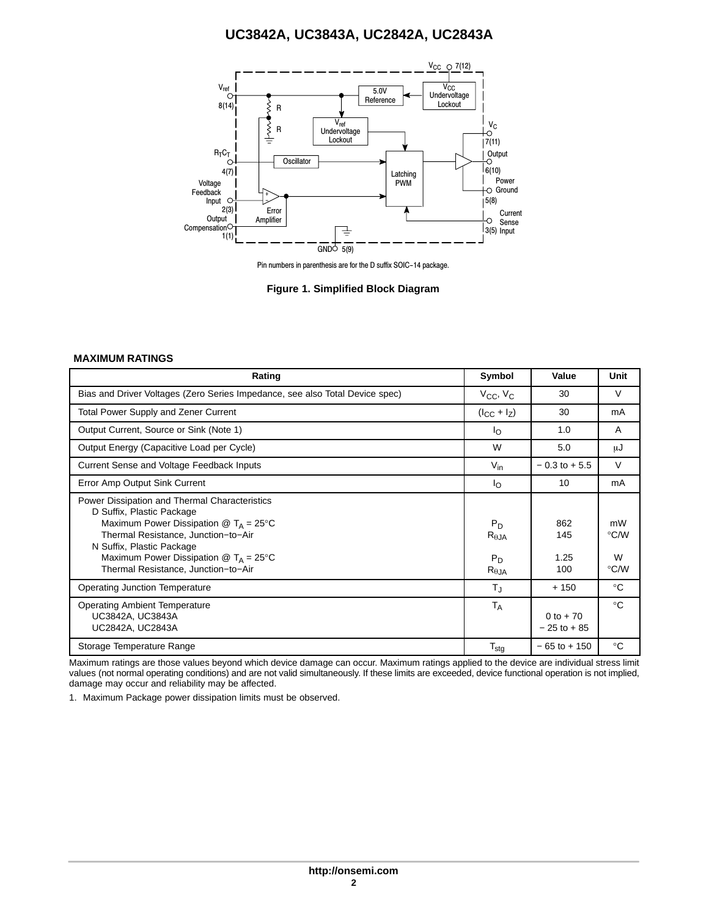Pin numbers in parenthesis are for the D suffix SOIC−14 package.

**Figure 1. Simplified Block Diagram**

**MAXIMUM RATINGS**

| Rating | Symbol | Value | Unit |
|---|---|---|---|
| Bias and Driver Voltages (Zero Series Impedance, see also Total Device spec) | $V_{CC}$, $V_C$ | 30 | V |
| Total Power Supply and Zener Current | $(I_{CC} + I_Z)$ | 30 | mA |
| Output Current, Source or Sink (Note 1) | $I_O$ | 1.0 | A |
| Output Energy (Capacitive Load per Cycle) | W | 5.0 | μJ |
| Current Sense and Voltage Feedback Inputs | $V_{in}$ | − 0.3 to + 5.5 | V |
| Error Amp Output Sink Current | $I_O$ | 10 | mA |
| Power Dissipation and Thermal Characteristics<br>D Suffix, Plastic Package<br>Maximum Power Dissipation @ $T_A$ = 25°C<br>Thermal Resistance, Junction−to−Air<br>N Suffix, Plastic Package<br>Maximum Power Dissipation @ $T_A$ = 25°C<br>Thermal Resistance, Junction−to−Air | <br><br>$P_D$<br>$R_{\theta JA}$<br><br>$P_D$<br>$R_{\theta JA}$ | <br><br>862<br>145<br><br>1.25<br>100 | <br><br>mW<br>°C/W<br><br>W<br>°C/W |
| Operating Junction Temperature | $T_J$ | + 150 | °C |
| Operating Ambient Temperature<br>UC3842A, UC3843A<br>UC2842A, UC2843A | $T_A$ | <br>0 to + 70<br>− 25 to + 85 | °C |
| Storage Temperature Range | $T_{stg}$ | − 65 to + 150 | °C |

Maximum ratings are those values beyond which device damage can occur. Maximum ratings applied to the device are individual stress limit values (not normal operating conditions) and are not valid simultaneously. If these limits are exceeded, device functional operation is not implied, damage may occur and reliability may be affected.

1. Maximum Package power dissipation limits must be observed.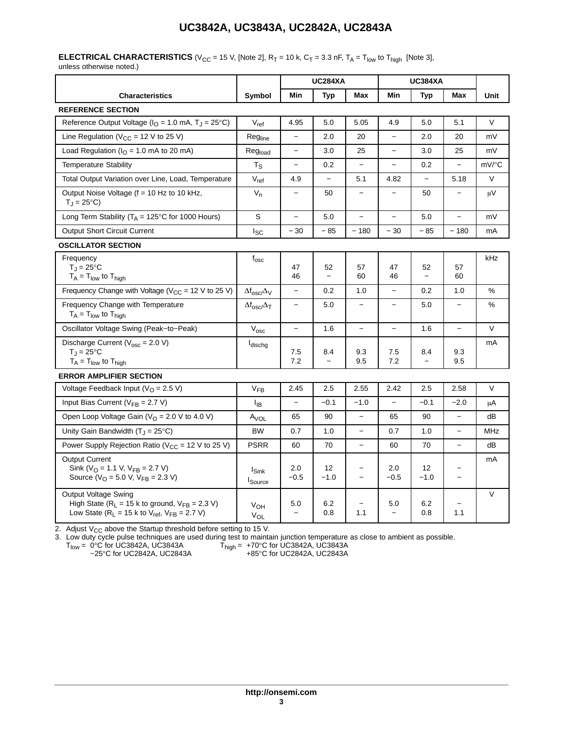**ELECTRICAL CHARACTERISTICS** ($V_{CC}$ = 15 V, [Note 2], $R_T$ = 10 k, $C_T$ = 3.3 nF, $T_A$ = $T_{low}$ to $T_{high}$ [Note 3], unless otherwise noted.)

| Characteristics | Symbol | UC284XA Min | UC284XA Typ | UC284XA Max | UC384XA Min | UC384XA Typ | UC384XA Max | Unit |
|---|---|---|---|---|---|---|---|---|
| **REFERENCE SECTION** | | | | | | | | |
| Reference Output Voltage ($I_O$ = 1.0 mA, $T_J$ = 25°C) | $V_{ref}$ | 4.95 | 5.0 | 5.05 | 4.9 | 5.0 | 5.1 | V |
| Line Regulation ($V_{CC}$ = 12 V to 25 V) | $Reg_{line}$ | − | 2.0 | 20 | − | 2.0 | 20 | mV |
| Load Regulation ($I_O$ = 1.0 mA to 20 mA) | $Reg_{load}$ | − | 3.0 | 25 | − | 3.0 | 25 | mV |
| Temperature Stability | $T_S$ | − | 0.2 | − | − | 0.2 | − | mV/°C |
| Total Output Variation over Line, Load, Temperature | $V_{ref}$ | 4.9 | − | 5.1 | 4.82 | − | 5.18 | V |
| Output Noise Voltage (f = 10 Hz to 10 kHz, $T_J$ = 25°C) | $V_n$ | − | 50 | − | − | 50 | − | μV |
| Long Term Stability ($T_A$ = 125°C for 1000 Hours) | S | − | 5.0 | − | − | 5.0 | − | mV |
| Output Short Circuit Current | $I_{SC}$ | − 30 | − 85 | − 180 | − 30 | − 85 | − 180 | mA |
| **OSCILLATOR SECTION** | | | | | | | | |
| Frequency $T_J$ = 25°C | $f_{osc}$ | 47 | 52 | 57 | 47 | 52 | 57 | kHz |
| Frequency $T_A$ = $T_{low}$ to $T_{high}$ | | 46 | − | 60 | 46 | − | 60 | |
| Frequency Change with Voltage ($V_{CC}$ = 12 V to 25 V) | $\Delta f_{osc}/\Delta V$ | − | 0.2 | 1.0 | − | 0.2 | 1.0 | % |
| Frequency Change with Temperature $T_A$ = $T_{low}$ to $T_{high}$ | $\Delta f_{osc}/\Delta T$ | − | 5.0 | − | − | 5.0 | − | % |
| Oscillator Voltage Swing (Peak−to−Peak) | $V_{osc}$ | − | 1.6 | − | − | 1.6 | − | V |
| Discharge Current ($V_{osc}$ = 2.0 V) $T_J$ = 25°C | $I_{dischg}$ | 7.5 | 8.4 | 9.3 | 7.5 | 8.4 | 9.3 | mA |
| Discharge Current ($V_{osc}$ = 2.0 V) $T_A$ = $T_{low}$ to $T_{high}$ | | 7.2 | − | 9.5 | 7.2 | − | 9.5 | |
| **ERROR AMPLIFIER SECTION** | | | | | | | | |
| Voltage Feedback Input ($V_O$ = 2.5 V) | $V_{FB}$ | 2.45 | 2.5 | 2.55 | 2.42 | 2.5 | 2.58 | V |
| Input Bias Current ($V_{FB}$ = 2.7 V) | $I_{IB}$ | − | −0.1 | −1.0 | − | −0.1 | −2.0 | μA |
| Open Loop Voltage Gain ($V_O$ = 2.0 V to 4.0 V) | $A_{VOL}$ | 65 | 90 | − | 65 | 90 | − | dB |
| Unity Gain Bandwidth ($T_J$ = 25°C) | BW | 0.7 | 1.0 | − | 0.7 | 1.0 | − | MHz |
| Power Supply Rejection Ratio ($V_{CC}$ = 12 V to 25 V) | PSRR | 60 | 70 | − | 60 | 70 | − | dB |
| Output Current Sink ($V_O$ = 1.1 V, $V_{FB}$ = 2.7 V) | $I_{Sink}$ | 2.0 | 12 | − | 2.0 | 12 | − | mA |
| Output Current Source ($V_O$ = 5.0 V, $V_{FB}$ = 2.3 V) | $I_{Source}$ | −0.5 | −1.0 | − | −0.5 | −1.0 | − | |
| Output Voltage Swing High State ($R_L$ = 15 k to ground, $V_{FB}$ = 2.3 V) | $V_{OH}$ | 5.0 | 6.2 | − | 5.0 | 6.2 | − | V |
| Output Voltage Swing Low State ($R_L$ = 15 k to $V_{ref}$, $V_{FB}$ = 2.7 V) | $V_{OL}$ | − | 0.8 | 1.1 | − | 0.8 | 1.1 | |

2. Adjust $V_{CC}$ above the Startup threshold before setting to 15 V.
3. Low duty cycle pulse techniques are used during test to maintain junction temperature as close to ambient as possible.
   $T_{low}$ = 0°C for UC3842A, UC3843A; −25°C for UC2842A, UC2843A
   $T_{high}$ = +70°C for UC3842A, UC3843A; +85°C for UC2842A, UC2843A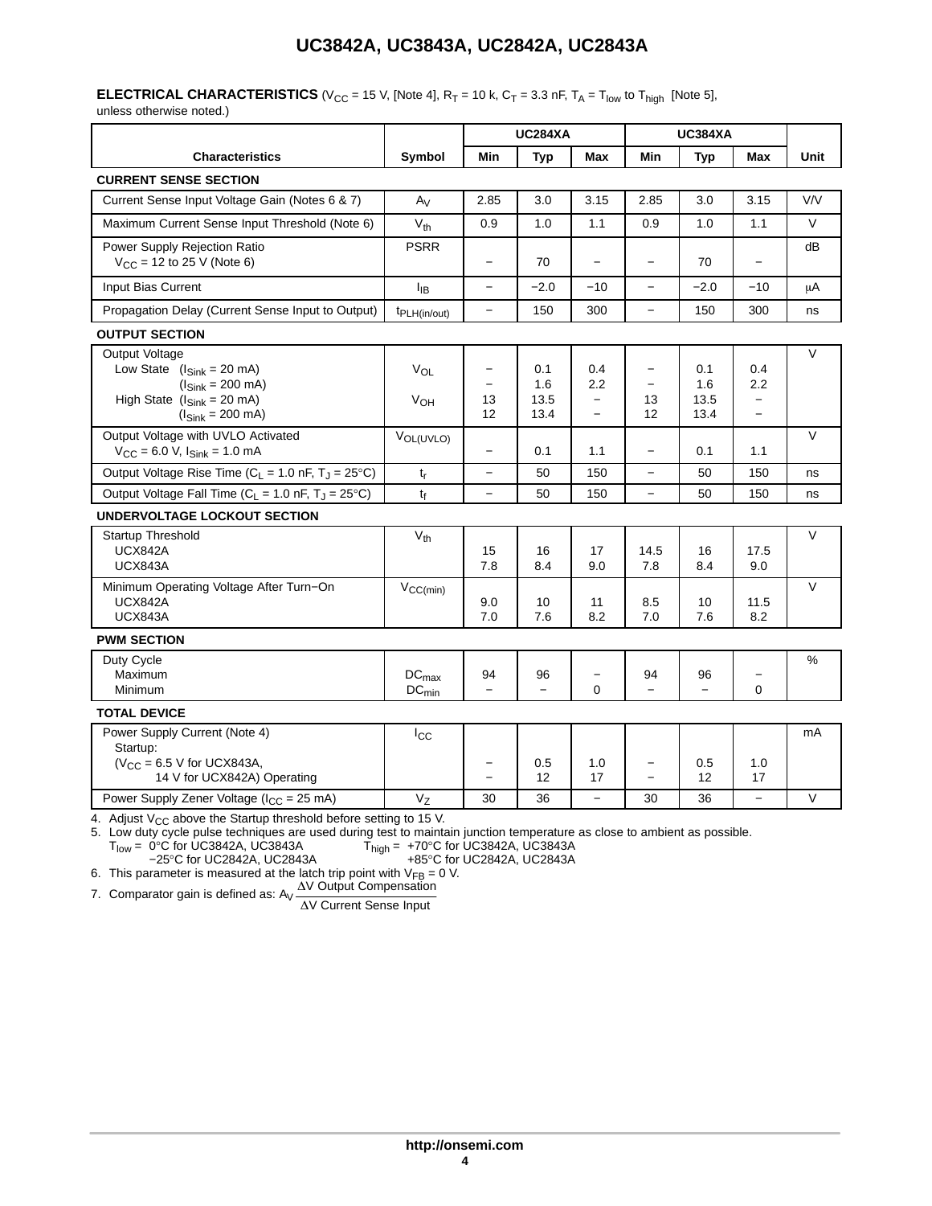**ELECTRICAL CHARACTERISTICS** ($V_{CC}$ = 15 V, [Note 4], $R_T$ = 10 k, $C_T$ = 3.3 nF, $T_A$ = $T_{low}$ to $T_{high}$ [Note 5], unless otherwise noted.)

| Characteristics | Symbol | UC284XA Min | UC284XA Typ | UC284XA Max | UC384XA Min | UC384XA Typ | UC384XA Max | Unit |
|---|---|---|---|---|---|---|---|---|
| **CURRENT SENSE SECTION** | | | | | | | | |
| Current Sense Input Voltage Gain (Notes 6 & 7) | $A_V$ | 2.85 | 3.0 | 3.15 | 2.85 | 3.0 | 3.15 | V/V |
| Maximum Current Sense Input Threshold (Note 6) | $V_{th}$ | 0.9 | 1.0 | 1.1 | 0.9 | 1.0 | 1.1 | V |
| Power Supply Rejection Ratio $V_{CC}$ = 12 to 25 V (Note 6) | PSRR | − | 70 | − | − | 70 | − | dB |
| Input Bias Current | $I_{IB}$ | − | −2.0 | −10 | − | −2.0 | −10 | μA |
| Propagation Delay (Current Sense Input to Output) | $t_{PLH(in/out)}$ | − | 150 | 300 | − | 150 | 300 | ns |
| **OUTPUT SECTION** | | | | | | | | |
| Output Voltage | | | | | | | | V |
| Low State ($I_{Sink}$ = 20 mA) | $V_{OL}$ | − | 0.1 | 0.4 | − | 0.1 | 0.4 | |
| ($I_{Sink}$ = 200 mA) | | − | 1.6 | 2.2 | − | 1.6 | 2.2 | |
| High State ($I_{Sink}$ = 20 mA) | $V_{OH}$ | 13 | 13.5 | − | 13 | 13.5 | − | |
| ($I_{Sink}$ = 200 mA) | | 12 | 13.4 | − | 12 | 13.4 | − | |
| Output Voltage with UVLO Activated $V_{CC}$ = 6.0 V, $I_{Sink}$ = 1.0 mA | $V_{OL(UVLO)}$ | − | 0.1 | 1.1 | − | 0.1 | 1.1 | V |
| Output Voltage Rise Time ($C_L$ = 1.0 nF, $T_J$ = 25°C) | $t_r$ | − | 50 | 150 | − | 50 | 150 | ns |
| Output Voltage Fall Time ($C_L$ = 1.0 nF, $T_J$ = 25°C) | $t_f$ | − | 50 | 150 | − | 50 | 150 | ns |
| **UNDERVOLTAGE LOCKOUT SECTION** | | | | | | | | |
| Startup Threshold | $V_{th}$ | | | | | | | V |
| UCX842A | | 15 | 16 | 17 | 14.5 | 16 | 17.5 | |
| UCX843A | | 7.8 | 8.4 | 9.0 | 7.8 | 8.4 | 9.0 | |
| Minimum Operating Voltage After Turn−On | $V_{CC(min)}$ | | | | | | | V |
| UCX842A | | 9.0 | 10 | 11 | 8.5 | 10 | 11.5 | |
| UCX843A | | 7.0 | 7.6 | 8.2 | 7.0 | 7.6 | 8.2 | |
| **PWM SECTION** | | | | | | | | |
| Duty Cycle | | | | | | | | % |
| Maximum | $DC_{max}$ | 94 | 96 | − | 94 | 96 | − | |
| Minimum | $DC_{min}$ | − | − | 0 | − | − | 0 | |
| **TOTAL DEVICE** | | | | | | | | |
| Power Supply Current (Note 4) | $I_{CC}$ | | | | | | | mA |
| Startup: ($V_{CC}$ = 6.5 V for UCX843A, 14 V for UCX842A) | | − | 0.5 | 1.0 | − | 0.5 | 1.0 | |
| Operating | | − | 12 | 17 | − | 12 | 17 | |
| Power Supply Zener Voltage ($I_{CC}$ = 25 mA) | $V_Z$ | 30 | 36 | − | 30 | 36 | − | V |

4. Adjust $V_{CC}$ above the Startup threshold before setting to 15 V.
5. Low duty cycle pulse techniques are used during test to maintain junction temperature as close to ambient as possible.
   $T_{low}$ = 0°C for UC3842A, UC3843A; −25°C for UC2842A, UC2843A
   $T_{high}$ = +70°C for UC3842A, UC3843A; +85°C for UC2842A, UC2843A
6. This parameter is measured at the latch trip point with $V_{FB}$ = 0 V.
7. Comparator gain is defined as: $A_V \dfrac{\Delta V \text{ Output Compensation}}{\Delta V \text{ Current Sense Input}}$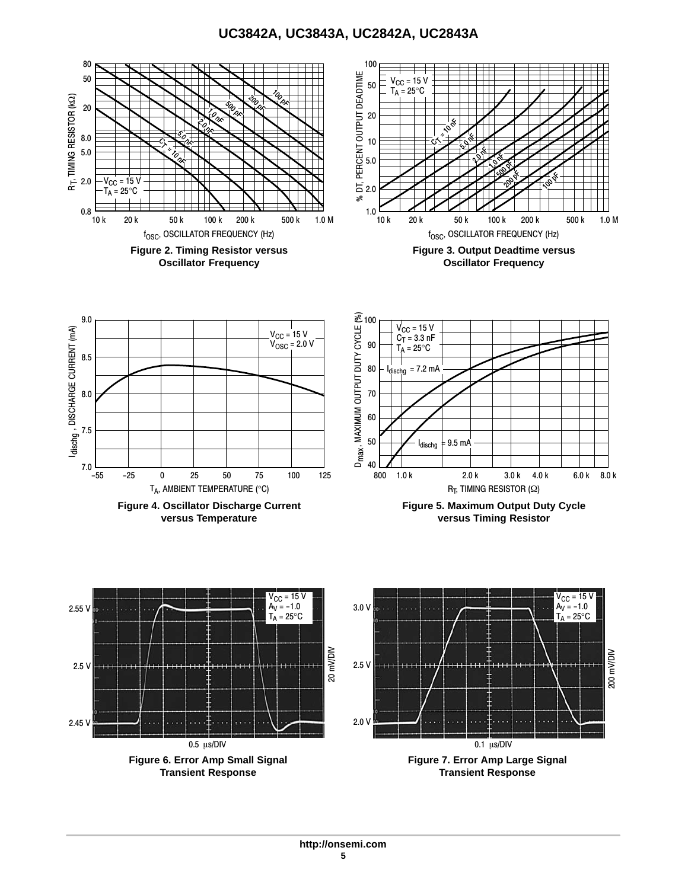Figure 2. Timing Resistor versus Oscillator Frequency

Figure 3. Output Deadtime versus Oscillator Frequency

Figure 4. Oscillator Discharge Current versus Temperature

Figure 5. Maximum Output Duty Cycle versus Timing Resistor

Figure 6. Error Amp Small Signal Transient Response

Figure 7. Error Amp Large Signal Transient Response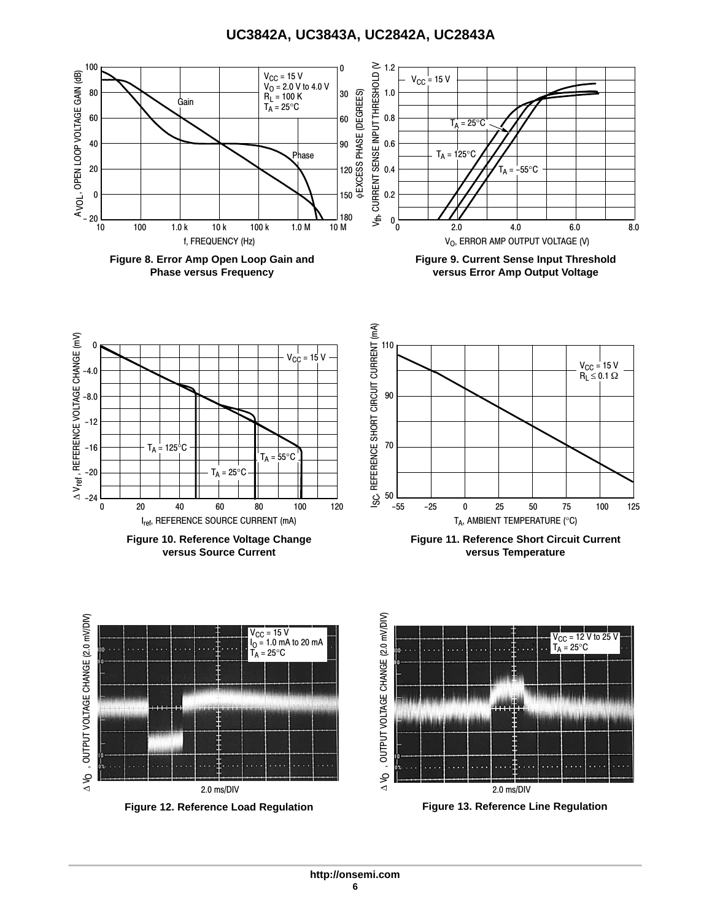Figure 8. Error Amp Open Loop Gain and Phase versus Frequency

Figure 9. Current Sense Input Threshold versus Error Amp Output Voltage

Figure 10. Reference Voltage Change versus Source Current

Figure 11. Reference Short Circuit Current versus Temperature

Figure 12. Reference Load Regulation

Figure 13. Reference Line Regulation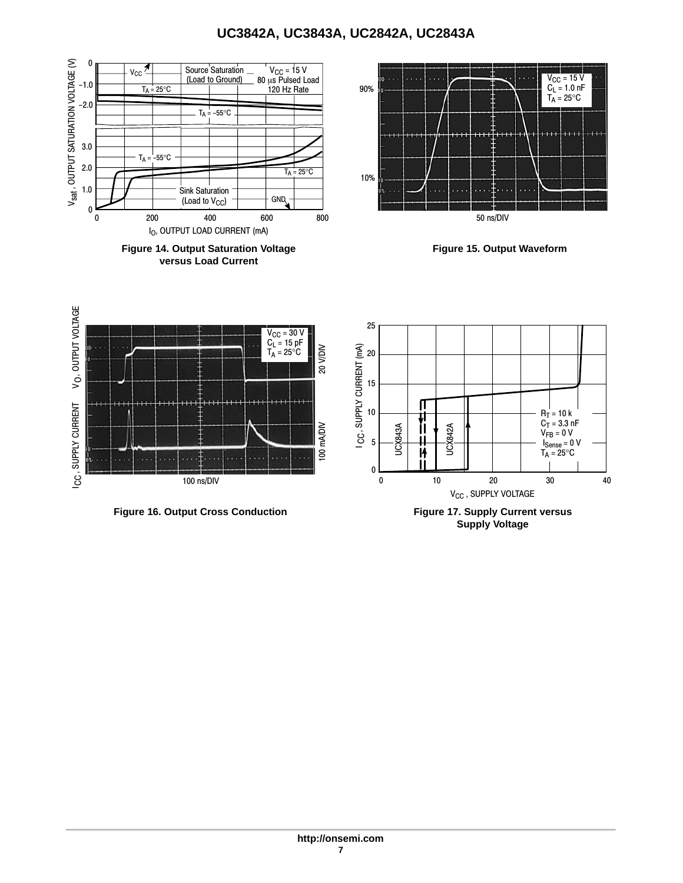**Figure 14. Output Saturation Voltage versus Load Current**

**Figure 15. Output Waveform**

**Figure 16. Output Cross Conduction**

**Figure 17. Supply Current versus Supply Voltage**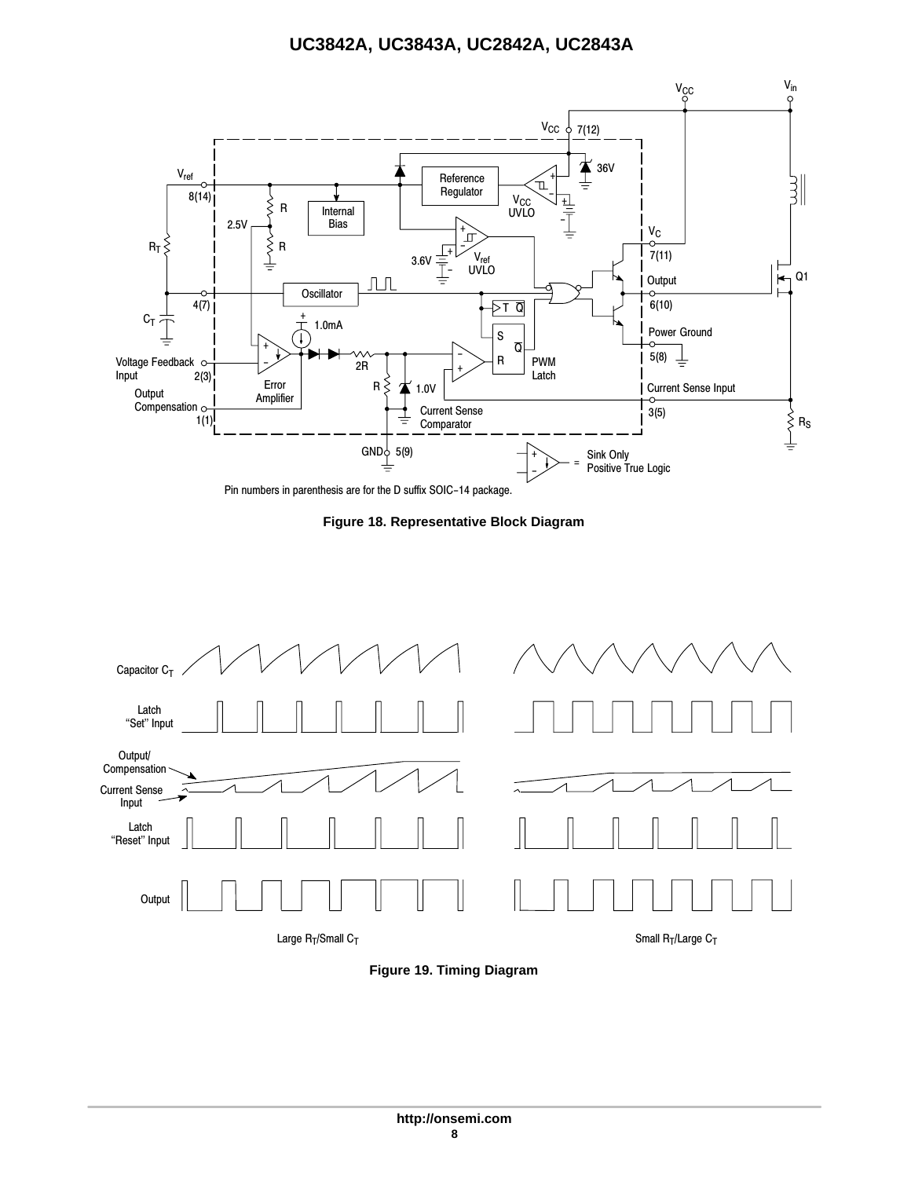Pin numbers in parenthesis are for the D suffix SOIC−14 package.

**Figure 18. Representative Block Diagram**

Large $R_T$/Small $C_T$

Small $R_T$/Large $C_T$

**Figure 19. Timing Diagram**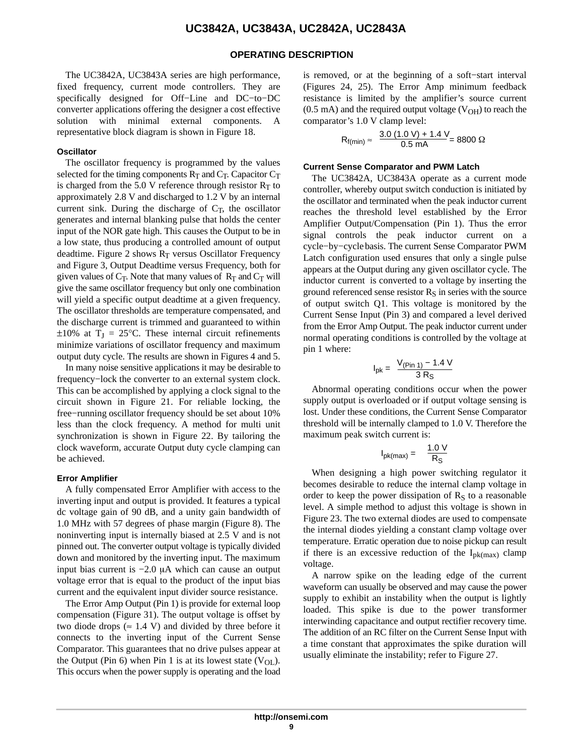## OPERATING DESCRIPTION

The UC3842A, UC3843A series are high performance, fixed frequency, current mode controllers. They are specifically designed for Off−Line and DC−to−DC converter applications offering the designer a cost effective solution with minimal external components. A representative block diagram is shown in Figure 18.

### Oscillator

The oscillator frequency is programmed by the values selected for the timing components $R_T$ and $C_T$. Capacitor $C_T$ is charged from the 5.0 V reference through resistor $R_T$ to approximately 2.8 V and discharged to 1.2 V by an internal current sink. During the discharge of $C_T$, the oscillator generates and internal blanking pulse that holds the center input of the NOR gate high. This causes the Output to be in a low state, thus producing a controlled amount of output deadtime. Figure 2 shows $R_T$ versus Oscillator Frequency and Figure 3, Output Deadtime versus Frequency, both for given values of $C_T$. Note that many values of $R_T$ and $C_T$ will give the same oscillator frequency but only one combination will yield a specific output deadtime at a given frequency. The oscillator thresholds are temperature compensated, and the discharge current is trimmed and guaranteed to within ±10% at $T_J$ = 25°C. These internal circuit refinements minimize variations of oscillator frequency and maximum output duty cycle. The results are shown in Figures 4 and 5.

In many noise sensitive applications it may be desirable to frequency−lock the converter to an external system clock. This can be accomplished by applying a clock signal to the circuit shown in Figure 21. For reliable locking, the free−running oscillator frequency should be set about 10% less than the clock frequency. A method for multi unit synchronization is shown in Figure 22. By tailoring the clock waveform, accurate Output duty cycle clamping can be achieved.

### Error Amplifier

A fully compensated Error Amplifier with access to the inverting input and output is provided. It features a typical dc voltage gain of 90 dB, and a unity gain bandwidth of 1.0 MHz with 57 degrees of phase margin (Figure 8). The noninverting input is internally biased at 2.5 V and is not pinned out. The converter output voltage is typically divided down and monitored by the inverting input. The maximum input bias current is −2.0 μA which can cause an output voltage error that is equal to the product of the input bias current and the equivalent input divider source resistance.

The Error Amp Output (Pin 1) is provide for external loop compensation (Figure 31). The output voltage is offset by two diode drops (≈ 1.4 V) and divided by three before it connects to the inverting input of the Current Sense Comparator. This guarantees that no drive pulses appear at the Output (Pin 6) when Pin 1 is at its lowest state ($V_{OL}$). This occurs when the power supply is operating and the load is removed, or at the beginning of a soft−start interval (Figures 24, 25). The Error Amp minimum feedback resistance is limited by the amplifier's source current (0.5 mA) and the required output voltage ($V_{OH}$) to reach the comparator's 1.0 V clamp level:

$$R_{f(min)} \approx \frac{3.0\ (1.0\ V) + 1.4\ V}{0.5\ mA} = 8800\ \Omega$$

### Current Sense Comparator and PWM Latch

The UC3842A, UC3843A operate as a current mode controller, whereby output switch conduction is initiated by the oscillator and terminated when the peak inductor current reaches the threshold level established by the Error Amplifier Output/Compensation (Pin 1). Thus the error signal controls the peak inductor current on a cycle−by−cycle basis. The current Sense Comparator PWM Latch configuration used ensures that only a single pulse appears at the Output during any given oscillator cycle. The inductor current is converted to a voltage by inserting the ground referenced sense resistor $R_S$ in series with the source of output switch Q1. This voltage is monitored by the Current Sense Input (Pin 3) and compared a level derived from the Error Amp Output. The peak inductor current under normal operating conditions is controlled by the voltage at pin 1 where:

$$I_{pk} = \frac{V_{(Pin\ 1)} - 1.4\ V}{3\ R_S}$$

Abnormal operating conditions occur when the power supply output is overloaded or if output voltage sensing is lost. Under these conditions, the Current Sense Comparator threshold will be internally clamped to 1.0 V. Therefore the maximum peak switch current is:

$$I_{pk(max)} = \frac{1.0\ V}{R_S}$$

When designing a high power switching regulator it becomes desirable to reduce the internal clamp voltage in order to keep the power dissipation of $R_S$ to a reasonable level. A simple method to adjust this voltage is shown in Figure 23. The two external diodes are used to compensate the internal diodes yielding a constant clamp voltage over temperature. Erratic operation due to noise pickup can result if there is an excessive reduction of the $I_{pk(max)}$ clamp voltage.

A narrow spike on the leading edge of the current waveform can usually be observed and may cause the power supply to exhibit an instability when the output is lightly loaded. This spike is due to the power transformer interwinding capacitance and output rectifier recovery time. The addition of an RC filter on the Current Sense Input with a time constant that approximates the spike duration will usually eliminate the instability; refer to Figure 27.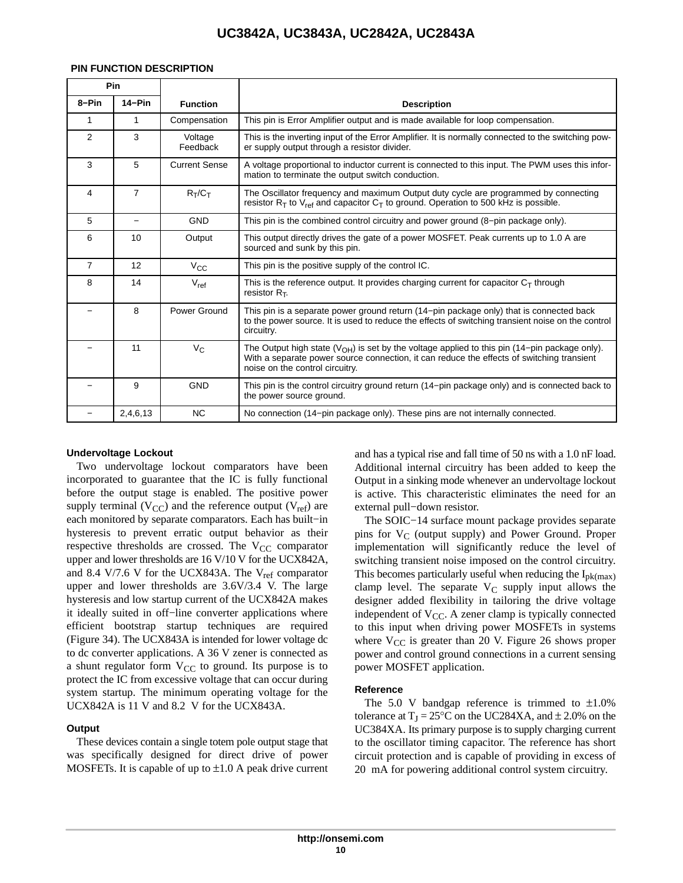**PIN FUNCTION DESCRIPTION**

| Pin | | Function | Description |
|---|---|---|---|
| **8−Pin** | **14−Pin** | | |
| 1 | 1 | Compensation | This pin is Error Amplifier output and is made available for loop compensation. |
| 2 | 3 | Voltage Feedback | This is the inverting input of the Error Amplifier. It is normally connected to the switching power supply output through a resistor divider. |
| 3 | 5 | Current Sense | A voltage proportional to inductor current is connected to this input. The PWM uses this information to terminate the output switch conduction. |
| 4 | 7 | $R_T/C_T$ | The Oscillator frequency and maximum Output duty cycle are programmed by connecting resistor $R_T$ to $V_{ref}$ and capacitor $C_T$ to ground. Operation to 500 kHz is possible. |
| 5 | − | GND | This pin is the combined control circuitry and power ground (8−pin package only). |
| 6 | 10 | Output | This output directly drives the gate of a power MOSFET. Peak currents up to 1.0 A are sourced and sunk by this pin. |
| 7 | 12 | $V_{CC}$ | This pin is the positive supply of the control IC. |
| 8 | 14 | $V_{ref}$ | This is the reference output. It provides charging current for capacitor $C_T$ through resistor $R_T$. |
| − | 8 | Power Ground | This pin is a separate power ground return (14−pin package only) that is connected back to the power source. It is used to reduce the effects of switching transient noise on the control circuitry. |
| − | 11 | $V_C$ | The Output high state ($V_{OH}$) is set by the voltage applied to this pin (14−pin package only). With a separate power source connection, it can reduce the effects of switching transient noise on the control circuitry. |
| − | 9 | GND | This pin is the control circuitry ground return (14−pin package only) and is connected back to the power source ground. |
| − | 2,4,6,13 | NC | No connection (14−pin package only). These pins are not internally connected. |

**Undervoltage Lockout**

Two undervoltage lockout comparators have been incorporated to guarantee that the IC is fully functional before the output stage is enabled. The positive power supply terminal ($V_{CC}$) and the reference output ($V_{ref}$) are each monitored by separate comparators. Each has built−in hysteresis to prevent erratic output behavior as their respective thresholds are crossed. The $V_{CC}$ comparator upper and lower thresholds are 16 V/10 V for the UCX842A, and 8.4 V/7.6 V for the UCX843A. The $V_{ref}$ comparator upper and lower thresholds are 3.6V/3.4 V. The large hysteresis and low startup current of the UCX842A makes it ideally suited in off−line converter applications where efficient bootstrap startup techniques are required (Figure 34). The UCX843A is intended for lower voltage dc to dc converter applications. A 36 V zener is connected as a shunt regulator form $V_{CC}$ to ground. Its purpose is to protect the IC from excessive voltage that can occur during system startup. The minimum operating voltage for the UCX842A is 11 V and 8.2 V for the UCX843A.

**Output**

These devices contain a single totem pole output stage that was specifically designed for direct drive of power MOSFETs. It is capable of up to ±1.0 A peak drive current and has a typical rise and fall time of 50 ns with a 1.0 nF load. Additional internal circuitry has been added to keep the Output in a sinking mode whenever an undervoltage lockout is active. This characteristic eliminates the need for an external pull−down resistor.

The SOIC−14 surface mount package provides separate pins for $V_C$ (output supply) and Power Ground. Proper implementation will significantly reduce the level of switching transient noise imposed on the control circuitry. This becomes particularly useful when reducing the $I_{pk(max)}$ clamp level. The separate $V_C$ supply input allows the designer added flexibility in tailoring the drive voltage independent of $V_{CC}$. A zener clamp is typically connected to this input when driving power MOSFETs in systems where $V_{CC}$ is greater than 20 V. Figure 26 shows proper power and control ground connections in a current sensing power MOSFET application.

**Reference**

The 5.0 V bandgap reference is trimmed to ±1.0% tolerance at $T_J = 25°C$ on the UC284XA, and ± 2.0% on the UC384XA. Its primary purpose is to supply charging current to the oscillator timing capacitor. The reference has short circuit protection and is capable of providing in excess of 20 mA for powering additional control system circuitry.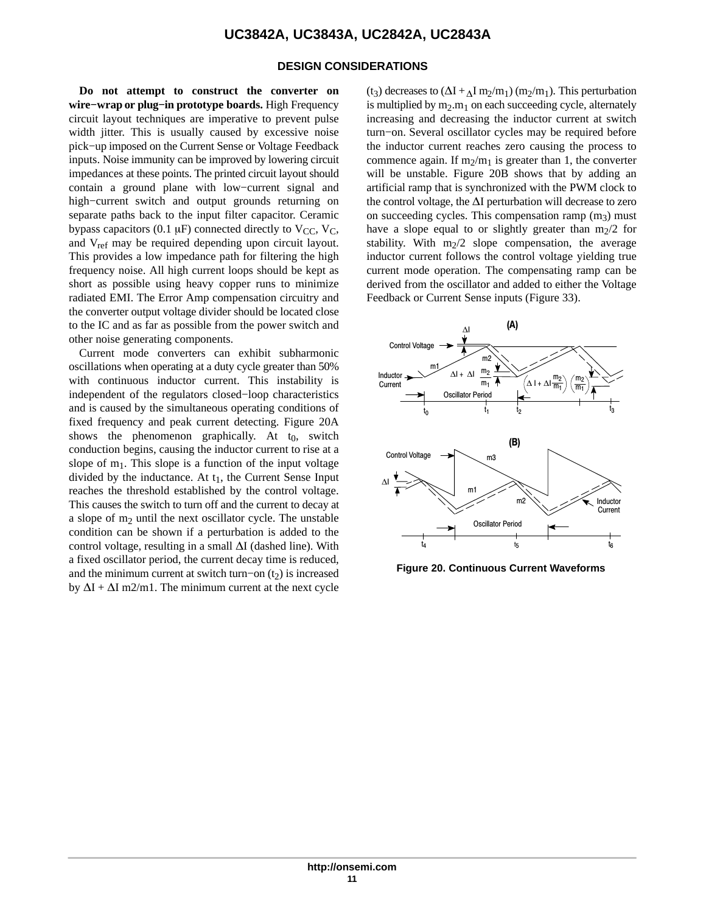## DESIGN CONSIDERATIONS

**Do not attempt to construct the converter on wire−wrap or plug−in prototype boards.** High Frequency circuit layout techniques are imperative to prevent pulse width jitter. This is usually caused by excessive noise pick−up imposed on the Current Sense or Voltage Feedback inputs. Noise immunity can be improved by lowering circuit impedances at these points. The printed circuit layout should contain a ground plane with low−current signal and high−current switch and output grounds returning on separate paths back to the input filter capacitor. Ceramic bypass capacitors (0.1 μF) connected directly to $V_{CC}$, $V_C$, and $V_{ref}$ may be required depending upon circuit layout. This provides a low impedance path for filtering the high frequency noise. All high current loops should be kept as short as possible using heavy copper runs to minimize radiated EMI. The Error Amp compensation circuitry and the converter output voltage divider should be located close to the IC and as far as possible from the power switch and other noise generating components.

Current mode converters can exhibit subharmonic oscillations when operating at a duty cycle greater than 50% with continuous inductor current. This instability is independent of the regulators closed−loop characteristics and is caused by the simultaneous operating conditions of fixed frequency and peak current detecting. Figure 20A shows the phenomenon graphically. At $t_0$, switch conduction begins, causing the inductor current to rise at a slope of $m_1$. This slope is a function of the input voltage divided by the inductance. At $t_1$, the Current Sense Input reaches the threshold established by the control voltage. This causes the switch to turn off and the current to decay at a slope of $m_2$ until the next oscillator cycle. The unstable condition can be shown if a perturbation is added to the control voltage, resulting in a small ΔI (dashed line). With a fixed oscillator period, the current decay time is reduced, and the minimum current at switch turn−on ($t_2$) is increased by ΔI + ΔI m2/m1. The minimum current at the next cycle ($t_3$) decreases to ($\Delta I + \Delta I\, m_2/m_1$) ($m_2/m_1$). This perturbation is multiplied by $m_2.m_1$ on each succeeding cycle, alternately increasing and decreasing the inductor current at switch turn−on. Several oscillator cycles may be required before the inductor current reaches zero causing the process to commence again. If $m_2/m_1$ is greater than 1, the converter will be unstable. Figure 20B shows that by adding an artificial ramp that is synchronized with the PWM clock to the control voltage, the ΔI perturbation will decrease to zero on succeeding cycles. This compensation ramp ($m_3$) must have a slope equal to or slightly greater than $m_2/2$ for stability. With $m_2/2$ slope compensation, the average inductor current follows the control voltage yielding true current mode operation. The compensating ramp can be derived from the oscillator and added to either the Voltage Feedback or Current Sense inputs (Figure 33).

Figure 20. Continuous Current Waveforms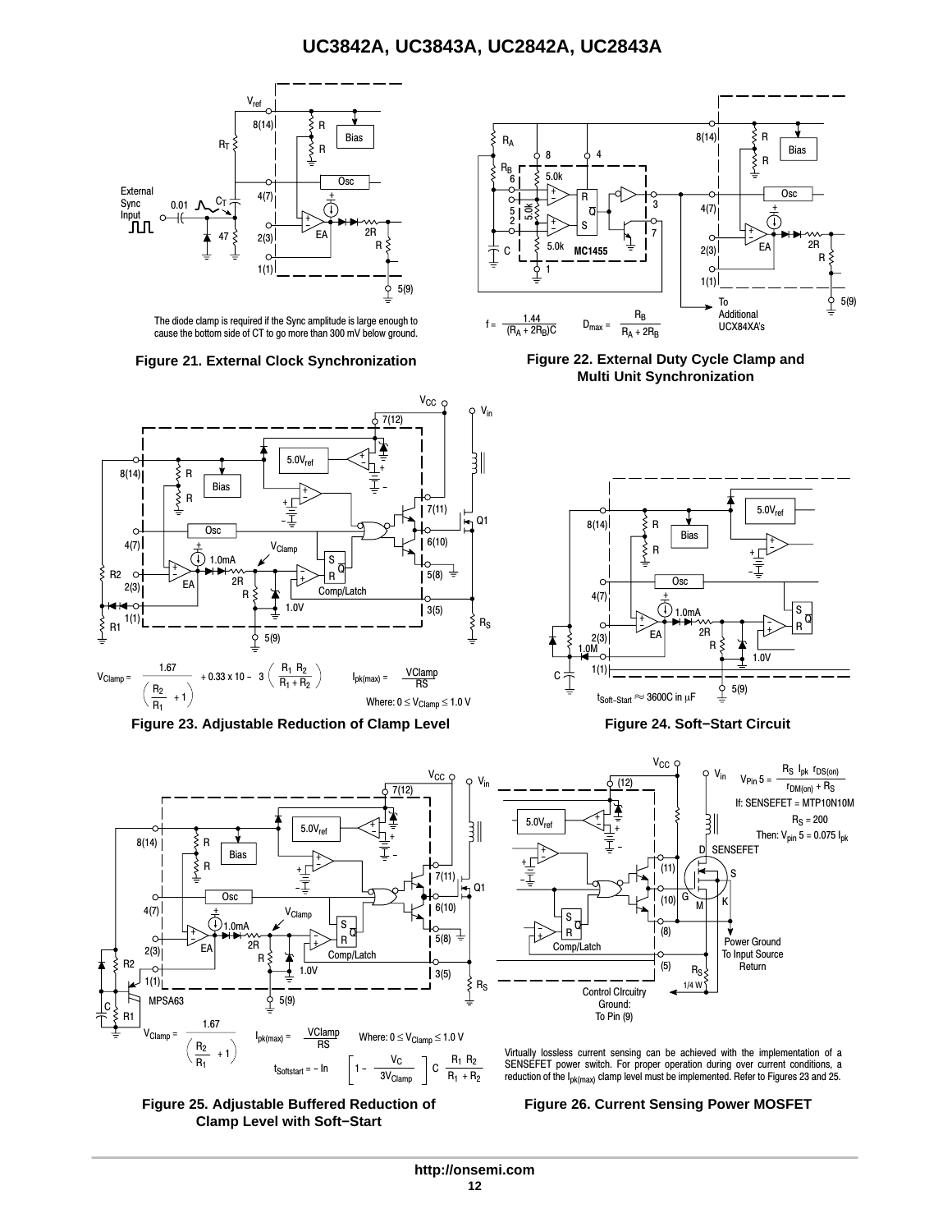The diode clamp is required if the Sync amplitude is large enough to cause the bottom side of CT to go more than 300 mV below ground.

**Figure 21. External Clock Synchronization**

$$f = \frac{1.44}{(R_A + 2R_B)C} \qquad D_{max} = \frac{R_B}{R_A + 2R_B}$$

**Figure 22. External Duty Cycle Clamp and Multi Unit Synchronization**

$$V_{Clamp} = \frac{1.67}{\left(\frac{R_2}{R_1} + 1\right)} + 0.33 \times 10^{-3} \left(\frac{R_1 R_2}{R_1 + R_2}\right) \qquad I_{pk(max)} = \frac{V_{Clamp}}{R_S}$$

Where: $0 \leq V_{Clamp} \leq 1.0\ V$

**Figure 23. Adjustable Reduction of Clamp Level**

$t_{Soft-Start} \approx 3600C$ in $\mu F$

**Figure 24. Soft−Start Circuit**

$$V_{Clamp} = \frac{1.67}{\left(\frac{R_2}{R_1} + 1\right)} \qquad I_{pk(max)} = \frac{V_{Clamp}}{R_S} \qquad \text{Where: } 0 \leq V_{Clamp} \leq 1.0\ V$$

$$t_{Softstart} = -\ln\left[1 - \frac{V_C}{3V_{Clamp}}\right] C \ \frac{R_1 R_2}{R_1 + R_2}$$

**Figure 25. Adjustable Buffered Reduction of Clamp Level with Soft−Start**

$$V_{Pin\,5} = \frac{R_S\ I_{pk}\ r_{DS(on)}}{r_{DM(on)} + R_S}$$

If: SENSEFET = MTP10N10M

$R_S = 200$

Then: $V_{pin\,5} = 0.075\ I_{pk}$

Virtually lossless current sensing can be achieved with the implementation of a SENSEFET power switch. For proper operation during over current conditions, a reduction of the $I_{pk(max)}$ clamp level must be implemented. Refer to Figures 23 and 25.

**Figure 26. Current Sensing Power MOSFET**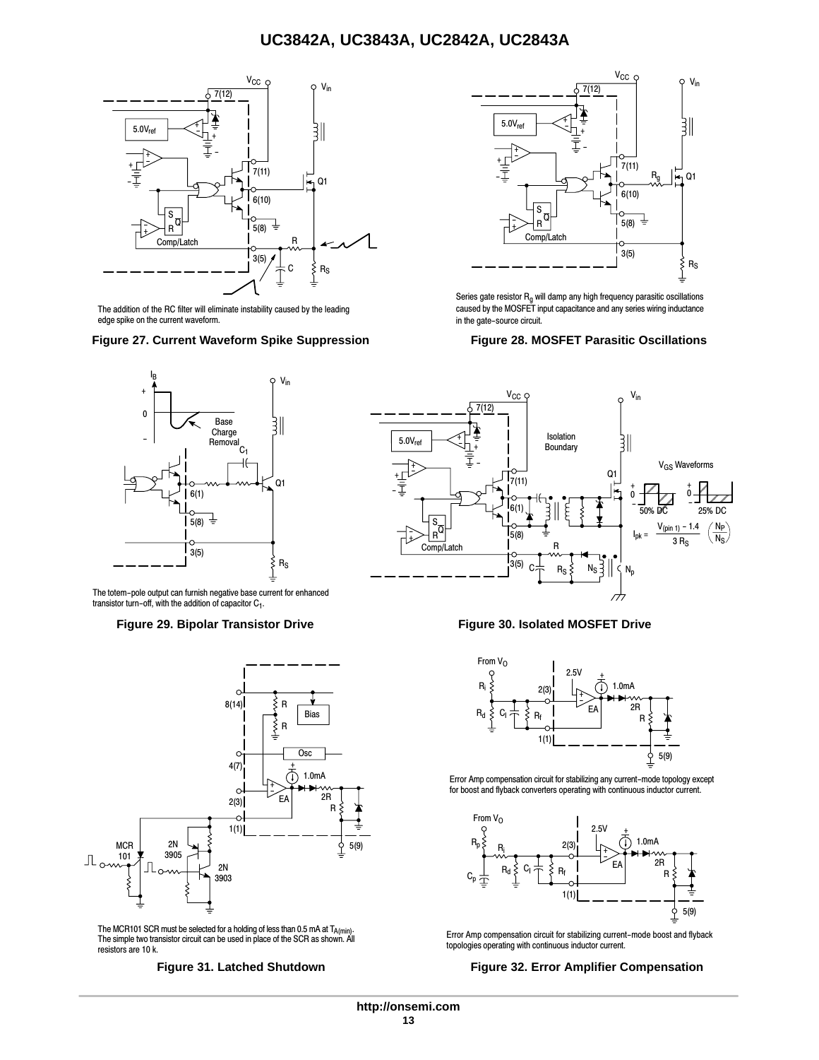The addition of the RC filter will eliminate instability caused by the leading edge spike on the current waveform.

**Figure 27. Current Waveform Spike Suppression**

Series gate resistor $R_g$ will damp any high frequency parasitic oscillations caused by the MOSFET input capacitance and any series wiring inductance in the gate−source circuit.

**Figure 28. MOSFET Parasitic Oscillations**

The totem−pole output can furnish negative base current for enhanced transistor turn−off, with the addition of capacitor $C_1$.

**Figure 29. Bipolar Transistor Drive**

$$I_{pk} = \frac{V_{(pin\ 1)} - 1.4}{3\ R_S} \left(\frac{N_P}{N_S}\right)$$

**Figure 30. Isolated MOSFET Drive**

The MCR101 SCR must be selected for a holding of less than 0.5 mA at $T_{A(min)}$. The simple two transistor circuit can be used in place of the SCR as shown. All resistors are 10 k.

**Figure 31. Latched Shutdown**

Error Amp compensation circuit for stabilizing any current−mode topology except for boost and flyback converters operating with continuous inductor current.

Error Amp compensation circuit for stabilizing current−mode boost and flyback topologies operating with continuous inductor current.

**Figure 32. Error Amplifier Compensation**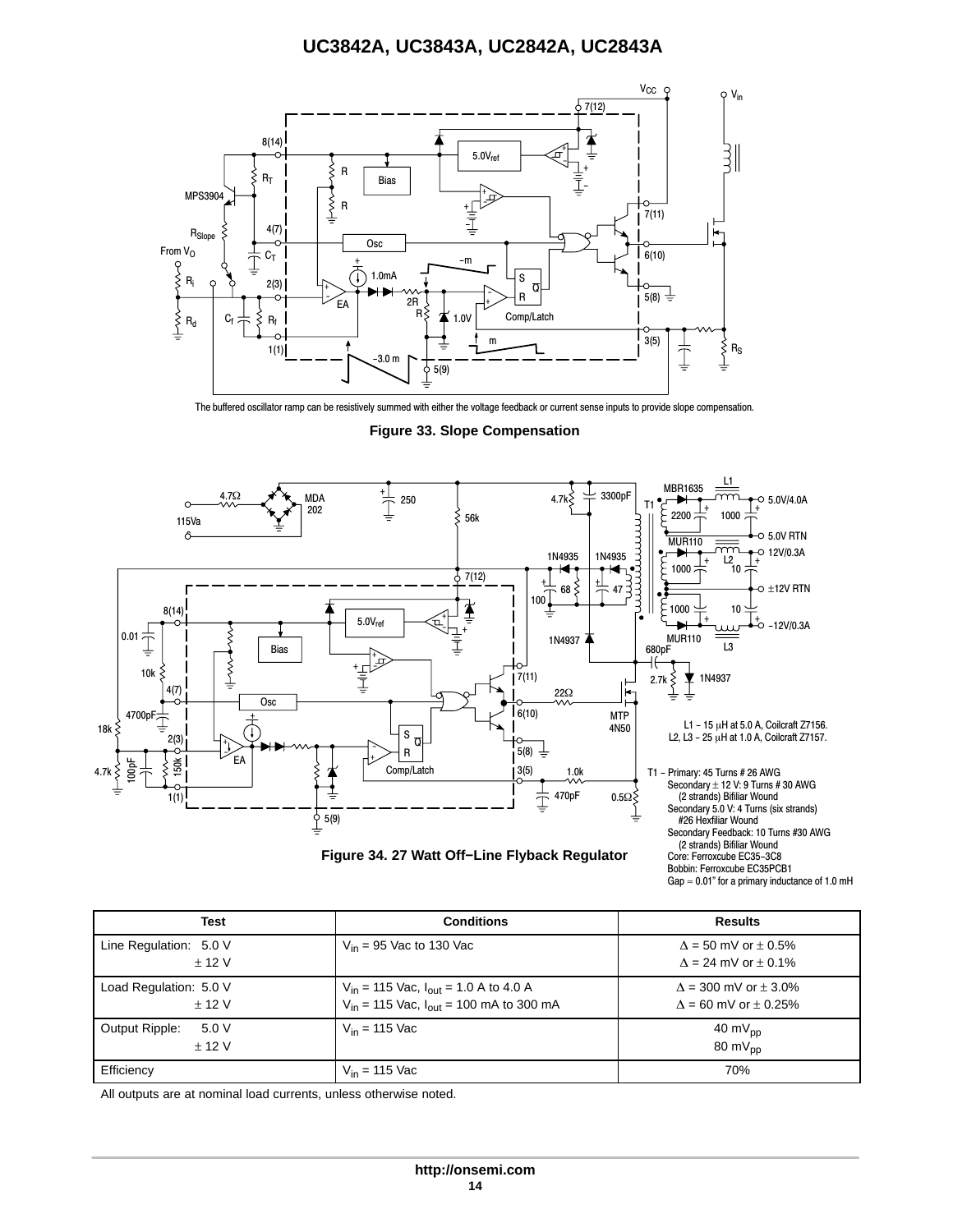The buffered oscillator ramp can be resistively summed with either the voltage feedback or current sense inputs to provide slope compensation.

**Figure 33. Slope Compensation**

L1 − 15 μH at 5.0 A, Coilcraft Z7156.
L2, L3 − 25 μH at 1.0 A, Coilcraft Z7157.

T1 − Primary: 45 Turns # 26 AWG
Secondary ± 12 V: 9 Turns # 30 AWG (2 strands) Bifiliar Wound
Secondary 5.0 V: 4 Turns (six strands) #26 Hexfiliar Wound
Secondary Feedback: 10 Turns #30 AWG (2 strands) Bifiliar Wound
Core: Ferroxcube EC35−3C8
Bobbin: Ferroxcube EC35PCB1
Gap ≈ 0.01" for a primary inductance of 1.0 mH

**Figure 34. 27 Watt Off−Line Flyback Regulator**

| Test | Conditions | Results |
|---|---|---|
| Line Regulation: 5.0 V<br>± 12 V | $V_{in}$ = 95 Vac to 130 Vac | Δ = 50 mV or ± 0.5%<br>Δ = 24 mV or ± 0.1% |
| Load Regulation: 5.0 V<br>± 12 V | $V_{in}$ = 115 Vac, $I_{out}$ = 1.0 A to 4.0 A<br>$V_{in}$ = 115 Vac, $I_{out}$ = 100 mA to 300 mA | Δ = 300 mV or ± 3.0%<br>Δ = 60 mV or ± 0.25% |
| Output Ripple: 5.0 V<br>± 12 V | $V_{in}$ = 115 Vac | 40 $mV_{pp}$<br>80 $mV_{pp}$ |
| Efficiency | $V_{in}$ = 115 Vac | 70% |

All outputs are at nominal load currents, unless otherwise noted.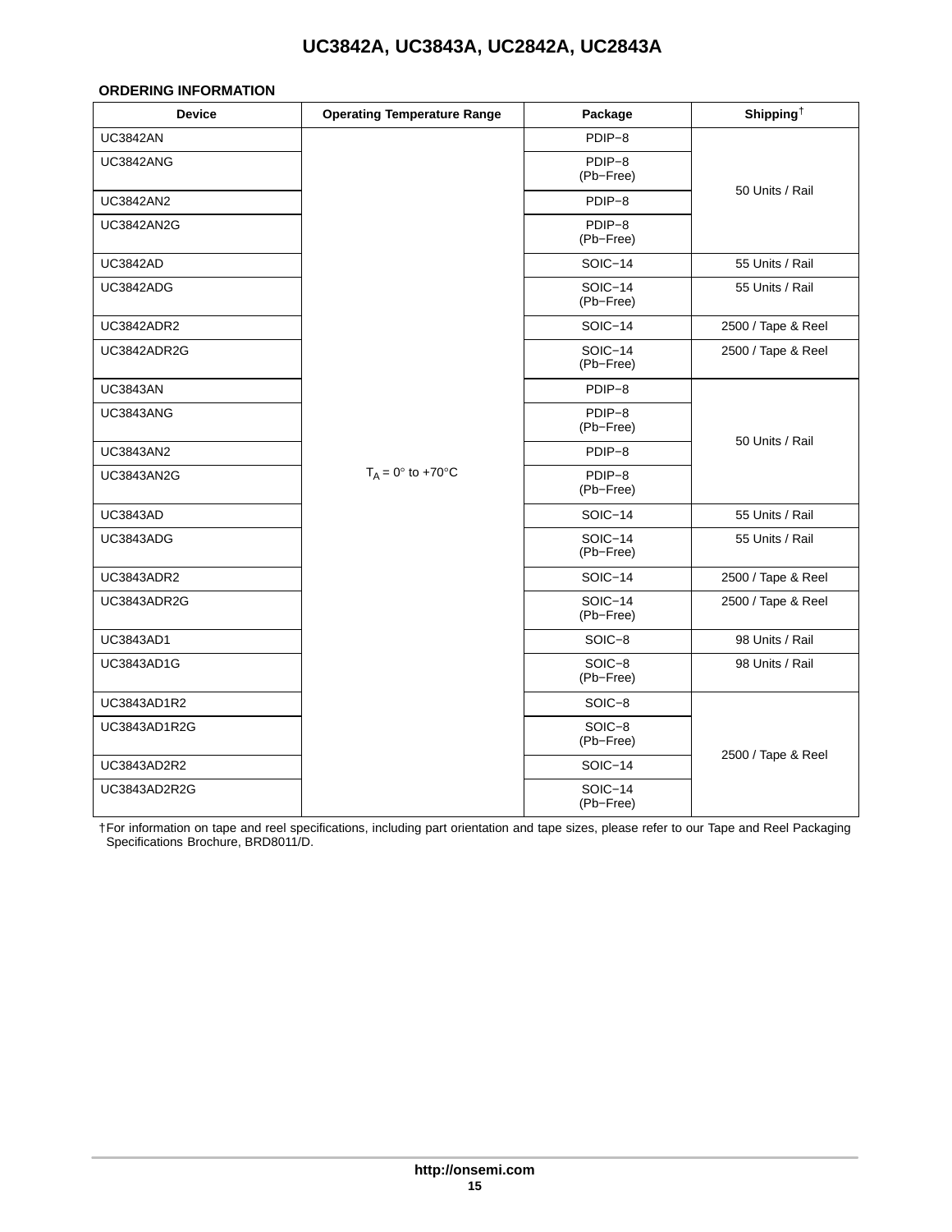## ORDERING INFORMATION

| Device | Operating Temperature Range | Package | Shipping† |
| --- | --- | --- | --- |
| UC3842AN | $T_A$ = 0° to +70°C | PDIP−8 | 50 Units / Rail |
| UC3842ANG | | PDIP−8 (Pb−Free) | |
| UC3842AN2 | | PDIP−8 | |
| UC3842AN2G | | PDIP−8 (Pb−Free) | |
| UC3842AD | | SOIC−14 | 55 Units / Rail |
| UC3842ADG | | SOIC−14 (Pb−Free) | 55 Units / Rail |
| UC3842ADR2 | | SOIC−14 | 2500 / Tape & Reel |
| UC3842ADR2G | | SOIC−14 (Pb−Free) | 2500 / Tape & Reel |
| UC3843AN | | PDIP−8 | 50 Units / Rail |
| UC3843ANG | | PDIP−8 (Pb−Free) | |
| UC3843AN2 | | PDIP−8 | |
| UC3843AN2G | | PDIP−8 (Pb−Free) | |
| UC3843AD | | SOIC−14 | 55 Units / Rail |
| UC3843ADG | | SOIC−14 (Pb−Free) | 55 Units / Rail |
| UC3843ADR2 | | SOIC−14 | 2500 / Tape & Reel |
| UC3843ADR2G | | SOIC−14 (Pb−Free) | 2500 / Tape & Reel |
| UC3843AD1 | | SOIC−8 | 98 Units / Rail |
| UC3843AD1G | | SOIC−8 (Pb−Free) | 98 Units / Rail |
| UC3843AD1R2 | | SOIC−8 | 2500 / Tape & Reel |
| UC3843AD1R2G | | SOIC−8 (Pb−Free) | |
| UC3843AD2R2 | | SOIC−14 | |
| UC3843AD2R2G | | SOIC−14 (Pb−Free) | |

†For information on tape and reel specifications, including part orientation and tape sizes, please refer to our Tape and Reel Packaging Specifications Brochure, BRD8011/D.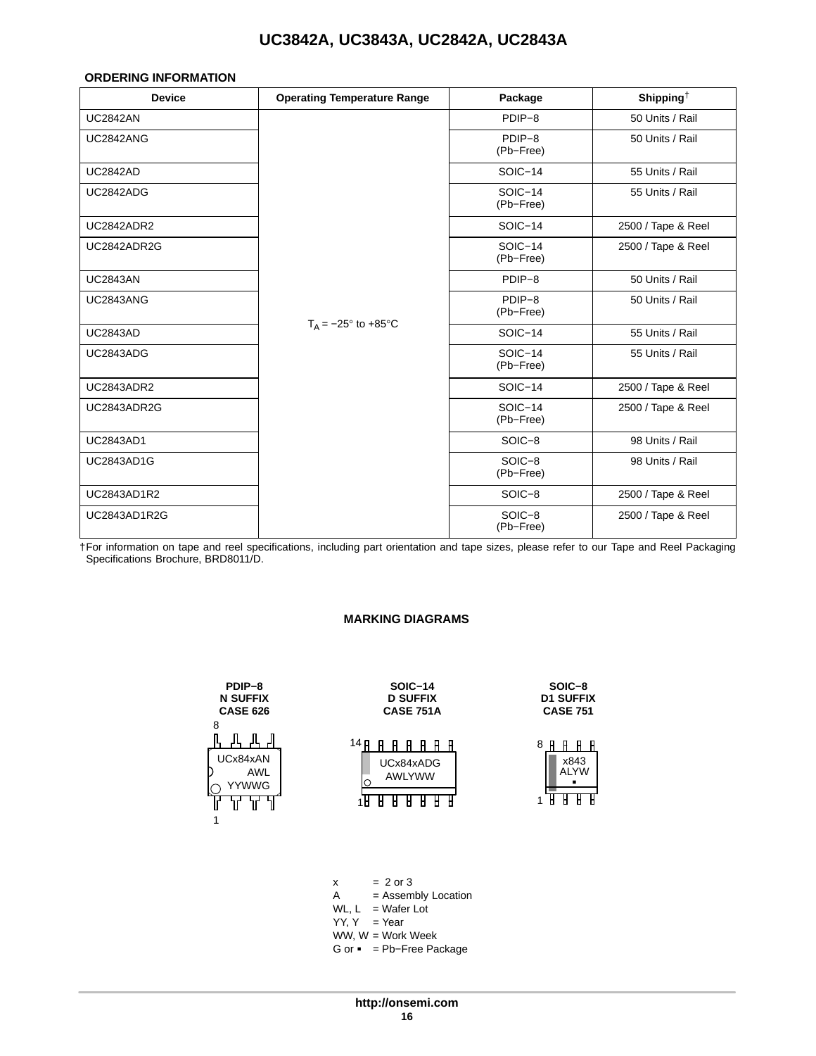## ORDERING INFORMATION

| Device | Operating Temperature Range | Package | Shipping† |
|---|---|---|---|
| UC2842AN | $T_A$ = −25° to +85°C | PDIP−8 | 50 Units / Rail |
| UC2842ANG | | PDIP−8 (Pb−Free) | 50 Units / Rail |
| UC2842AD | | SOIC−14 | 55 Units / Rail |
| UC2842ADG | | SOIC−14 (Pb−Free) | 55 Units / Rail |
| UC2842ADR2 | | SOIC−14 | 2500 / Tape & Reel |
| UC2842ADR2G | | SOIC−14 (Pb−Free) | 2500 / Tape & Reel |
| UC2843AN | | PDIP−8 | 50 Units / Rail |
| UC2843ANG | | PDIP−8 (Pb−Free) | 50 Units / Rail |
| UC2843AD | | SOIC−14 | 55 Units / Rail |
| UC2843ADG | | SOIC−14 (Pb−Free) | 55 Units / Rail |
| UC2843ADR2 | | SOIC−14 | 2500 / Tape & Reel |
| UC2843ADR2G | | SOIC−14 (Pb−Free) | 2500 / Tape & Reel |
| UC2843AD1 | | SOIC−8 | 98 Units / Rail |
| UC2843AD1G | | SOIC−8 (Pb−Free) | 98 Units / Rail |
| UC2843AD1R2 | | SOIC−8 | 2500 / Tape & Reel |
| UC2843AD1R2G | | SOIC−8 (Pb−Free) | 2500 / Tape & Reel |

†For information on tape and reel specifications, including part orientation and tape sizes, please refer to our Tape and Reel Packaging Specifications Brochure, BRD8011/D.

## MARKING DIAGRAMS

**PDIP−8**
**N SUFFIX**
**CASE 626**

UCx84xAN
AWL
YYWWG

**SOIC−14**
**D SUFFIX**
**CASE 751A**

UCx84xADG
AWLYWW

**SOIC−8**
**D1 SUFFIX**
**CASE 751**

x843
ALYW
▪

x = 2 or 3
A = Assembly Location
WL, L = Wafer Lot
YY, Y = Year
WW, W = Work Week
G or ▪ = Pb−Free Package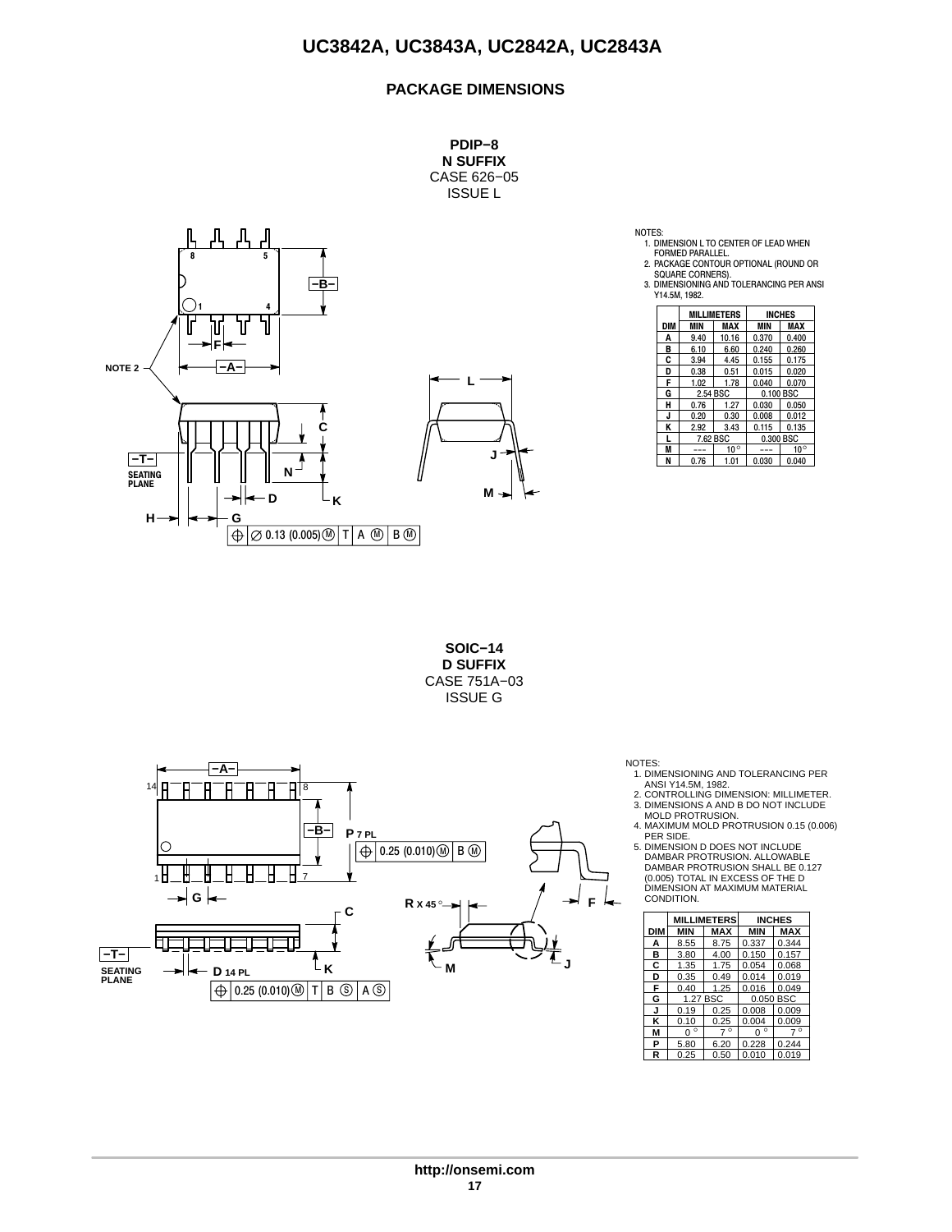## PACKAGE DIMENSIONS

**PDIP−8**
**N SUFFIX**
CASE 626−05
ISSUE L

NOTES:
1. DIMENSION L TO CENTER OF LEAD WHEN FORMED PARALLEL.
2. PACKAGE CONTOUR OPTIONAL (ROUND OR SQUARE CORNERS).
3. DIMENSIONING AND TOLERANCING PER ANSI Y14.5M, 1982.

| DIM | MILLIMETERS MIN | MILLIMETERS MAX | INCHES MIN | INCHES MAX |
|---|---|---|---|---|
| A | 9.40 | 10.16 | 0.370 | 0.400 |
| B | 6.10 | 6.60 | 0.240 | 0.260 |
| C | 3.94 | 4.45 | 0.155 | 0.175 |
| D | 0.38 | 0.51 | 0.015 | 0.020 |
| F | 1.02 | 1.78 | 0.040 | 0.070 |
| G | 2.54 BSC | | 0.100 BSC | |
| H | 0.76 | 1.27 | 0.030 | 0.050 |
| J | 0.20 | 0.30 | 0.008 | 0.012 |
| K | 2.92 | 3.43 | 0.115 | 0.135 |
| L | 7.62 BSC | | 0.300 BSC | |
| M | −−− | 10° | −−− | 10° |
| N | 0.76 | 1.01 | 0.030 | 0.040 |

**SOIC−14**
**D SUFFIX**
CASE 751A−03
ISSUE G

NOTES:
1. DIMENSIONING AND TOLERANCING PER ANSI Y14.5M, 1982.
2. CONTROLLING DIMENSION: MILLIMETER.
3. DIMENSIONS A AND B DO NOT INCLUDE MOLD PROTRUSION.
4. MAXIMUM MOLD PROTRUSION 0.15 (0.006) PER SIDE.
5. DIMENSION D DOES NOT INCLUDE DAMBAR PROTRUSION. ALLOWABLE DAMBAR PROTRUSION SHALL BE 0.127 (0.005) TOTAL IN EXCESS OF THE D DIMENSION AT MAXIMUM MATERIAL CONDITION.

| DIM | MILLIMETERS MIN | MILLIMETERS MAX | INCHES MIN | INCHES MAX |
|---|---|---|---|---|
| A | 8.55 | 8.75 | 0.337 | 0.344 |
| B | 3.80 | 4.00 | 0.150 | 0.157 |
| C | 1.35 | 1.75 | 0.054 | 0.068 |
| D | 0.35 | 0.49 | 0.014 | 0.019 |
| F | 0.40 | 1.25 | 0.016 | 0.049 |
| G | 1.27 BSC | | 0.050 BSC | |
| J | 0.19 | 0.25 | 0.008 | 0.009 |
| K | 0.10 | 0.25 | 0.004 | 0.009 |
| M | 0° | 7° | 0° | 7° |
| P | 5.80 | 6.20 | 0.228 | 0.244 |
| R | 0.25 | 0.50 | 0.010 | 0.019 |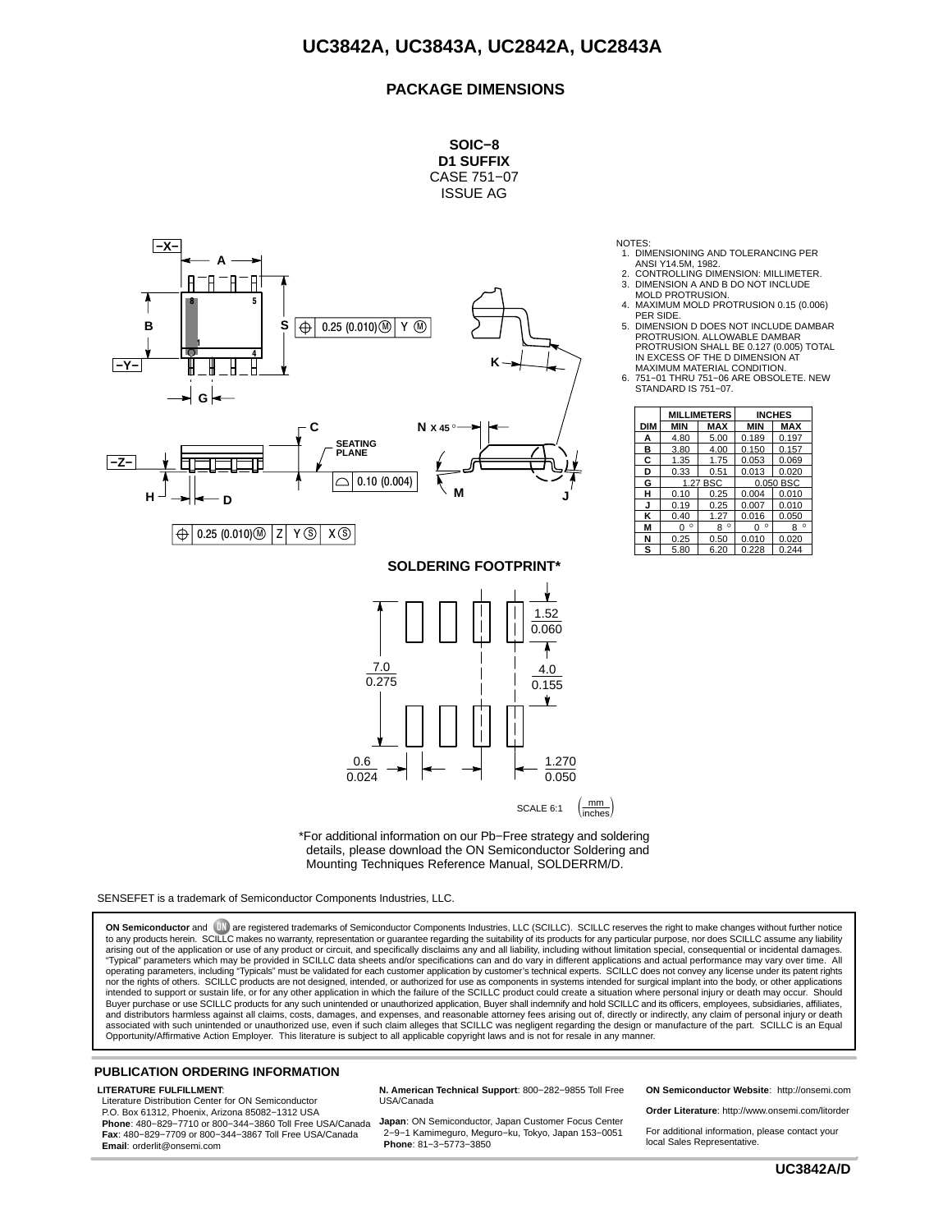## PACKAGE DIMENSIONS

**SOIC−8**
**D1 SUFFIX**
CASE 751−07
ISSUE AG

NOTES:
1. DIMENSIONING AND TOLERANCING PER ANSI Y14.5M, 1982.
2. CONTROLLING DIMENSION: MILLIMETER.
3. DIMENSION A AND B DO NOT INCLUDE MOLD PROTRUSION.
4. MAXIMUM MOLD PROTRUSION 0.15 (0.006) PER SIDE.
5. DIMENSION D DOES NOT INCLUDE DAMBAR PROTRUSION. ALLOWABLE DAMBAR PROTRUSION SHALL BE 0.127 (0.005) TOTAL IN EXCESS OF THE D DIMENSION AT MAXIMUM MATERIAL CONDITION.
6. 751−01 THRU 751−06 ARE OBSOLETE. NEW STANDARD IS 751−07.

| DIM | MILLIMETERS MIN | MILLIMETERS MAX | INCHES MIN | INCHES MAX |
|---|---|---|---|---|
| A | 4.80 | 5.00 | 0.189 | 0.197 |
| B | 3.80 | 4.00 | 0.150 | 0.157 |
| C | 1.35 | 1.75 | 0.053 | 0.069 |
| D | 0.33 | 0.51 | 0.013 | 0.020 |
| G | 1.27 BSC | | 0.050 BSC | |
| H | 0.10 | 0.25 | 0.004 | 0.010 |
| J | 0.19 | 0.25 | 0.007 | 0.010 |
| K | 0.40 | 1.27 | 0.016 | 0.050 |
| M | 0 ° | 8 ° | 0 ° | 8 ° |
| N | 0.25 | 0.50 | 0.010 | 0.020 |
| S | 5.80 | 6.20 | 0.228 | 0.244 |

−X−
A
B
S
−Y−
G
K
0.25 (0.010) M Y M
C
N X 45 °
SEATING PLANE
−Z−
0.10 (0.004)
H
D
M
J
0.25 (0.010) M Z Y S X S

### SOLDERING FOOTPRINT*

1.52
0.060
7.0
0.275
4.0
0.155
0.6
0.024
1.270
0.050
SCALE 6:1 (mm / inches)

*For additional information on our Pb−Free strategy and soldering details, please download the ON Semiconductor Soldering and Mounting Techniques Reference Manual, SOLDERRM/D.

SENSEFET is a trademark of Semiconductor Components Industries, LLC.

**ON Semiconductor** and ON are registered trademarks of Semiconductor Components Industries, LLC (SCILLC). SCILLC reserves the right to make changes without further notice to any products herein. SCILLC makes no warranty, representation or guarantee regarding the suitability of its products for any particular purpose, nor does SCILLC assume any liability arising out of the application or use of any product or circuit, and specifically disclaims any and all liability, including without limitation special, consequential or incidental damages. "Typical" parameters which may be provided in SCILLC data sheets and/or specifications can and do vary in different applications and actual performance may vary over time. All operating parameters, including "Typicals" must be validated for each customer application by customer's technical experts. SCILLC does not convey any license under its patent rights nor the rights of others. SCILLC products are not designed, intended, or authorized for use as components in systems intended for surgical implant into the body, or other applications intended to support or sustain life, or for any other application in which the failure of the SCILLC product could create a situation where personal injury or death may occur. Should Buyer purchase or use SCILLC products for any such unintended or unauthorized application, Buyer shall indemnify and hold SCILLC and its officers, employees, subsidiaries, affiliates, and distributors harmless against all claims, costs, damages, and expenses, and reasonable attorney fees arising out of, directly or indirectly, any claim of personal injury or death associated with such unintended or unauthorized use, even if such claim alleges that SCILLC was negligent regarding the design or manufacture of the part. SCILLC is an Equal Opportunity/Affirmative Action Employer. This literature is subject to all applicable copyright laws and is not for resale in any manner.

### PUBLICATION ORDERING INFORMATION

**LITERATURE FULFILLMENT**:
Literature Distribution Center for ON Semiconductor
P.O. Box 61312, Phoenix, Arizona 85082−1312 USA
**Phone**: 480−829−7710 or 800−344−3860 Toll Free USA/Canada
**Fax**: 480−829−7709 or 800−344−3867 Toll Free USA/Canada
**Email**: orderlit@onsemi.com

**N. American Technical Support**: 800−282−9855 Toll Free USA/Canada

**Japan**: ON Semiconductor, Japan Customer Focus Center 2−9−1 Kamimeguro, Meguro−ku, Tokyo, Japan 153−0051
**Phone**: 81−3−5773−3850

**ON Semiconductor Website**: http://onsemi.com

**Order Literature**: http://www.onsemi.com/litorder

For additional information, please contact your local Sales Representative.

**UC3842A/D**